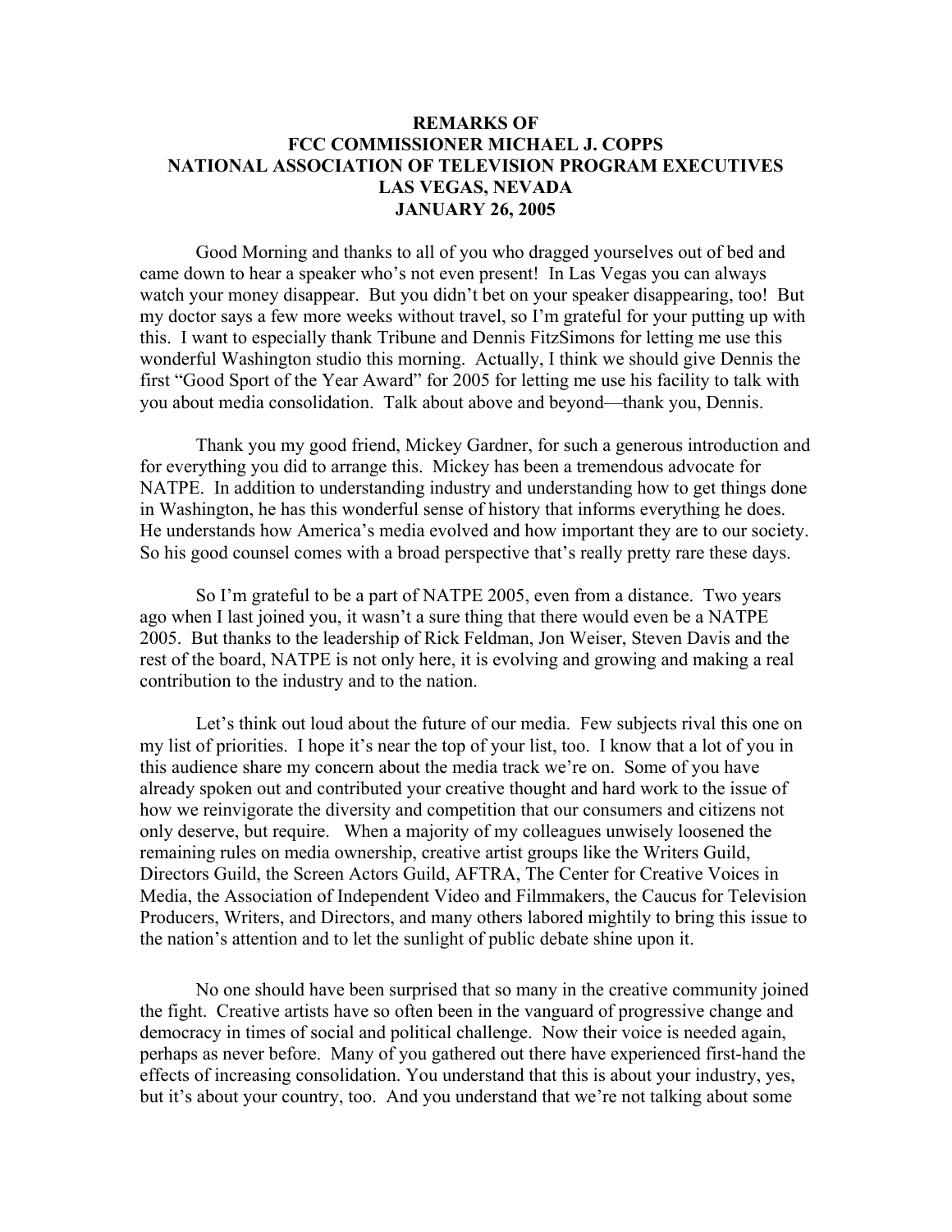**REMARKS OF**
**FCC COMMISSIONER MICHAEL J. COPPS**
**NATIONAL ASSOCIATION OF TELEVISION PROGRAM EXECUTIVES**
**LAS VEGAS, NEVADA**
**JANUARY 26, 2005**

Good Morning and thanks to all of you who dragged yourselves out of bed and came down to hear a speaker who's not even present! In Las Vegas you can always watch your money disappear. But you didn't bet on your speaker disappearing, too! But my doctor says a few more weeks without travel, so I'm grateful for your putting up with this. I want to especially thank Tribune and Dennis FitzSimons for letting me use this wonderful Washington studio this morning. Actually, I think we should give Dennis the first "Good Sport of the Year Award" for 2005 for letting me use his facility to talk with you about media consolidation. Talk about above and beyond—thank you, Dennis.

Thank you my good friend, Mickey Gardner, for such a generous introduction and for everything you did to arrange this. Mickey has been a tremendous advocate for NATPE. In addition to understanding industry and understanding how to get things done in Washington, he has this wonderful sense of history that informs everything he does. He understands how America's media evolved and how important they are to our society. So his good counsel comes with a broad perspective that's really pretty rare these days.

So I'm grateful to be a part of NATPE 2005, even from a distance. Two years ago when I last joined you, it wasn't a sure thing that there would even be a NATPE 2005. But thanks to the leadership of Rick Feldman, Jon Weiser, Steven Davis and the rest of the board, NATPE is not only here, it is evolving and growing and making a real contribution to the industry and to the nation.

Let's think out loud about the future of our media. Few subjects rival this one on my list of priorities. I hope it's near the top of your list, too. I know that a lot of you in this audience share my concern about the media track we're on. Some of you have already spoken out and contributed your creative thought and hard work to the issue of how we reinvigorate the diversity and competition that our consumers and citizens not only deserve, but require. When a majority of my colleagues unwisely loosened the remaining rules on media ownership, creative artist groups like the Writers Guild, Directors Guild, the Screen Actors Guild, AFTRA, The Center for Creative Voices in Media, the Association of Independent Video and Filmmakers, the Caucus for Television Producers, Writers, and Directors, and many others labored mightily to bring this issue to the nation's attention and to let the sunlight of public debate shine upon it.

No one should have been surprised that so many in the creative community joined the fight. Creative artists have so often been in the vanguard of progressive change and democracy in times of social and political challenge. Now their voice is needed again, perhaps as never before. Many of you gathered out there have experienced first-hand the effects of increasing consolidation. You understand that this is about your industry, yes, but it's about your country, too. And you understand that we're not talking about some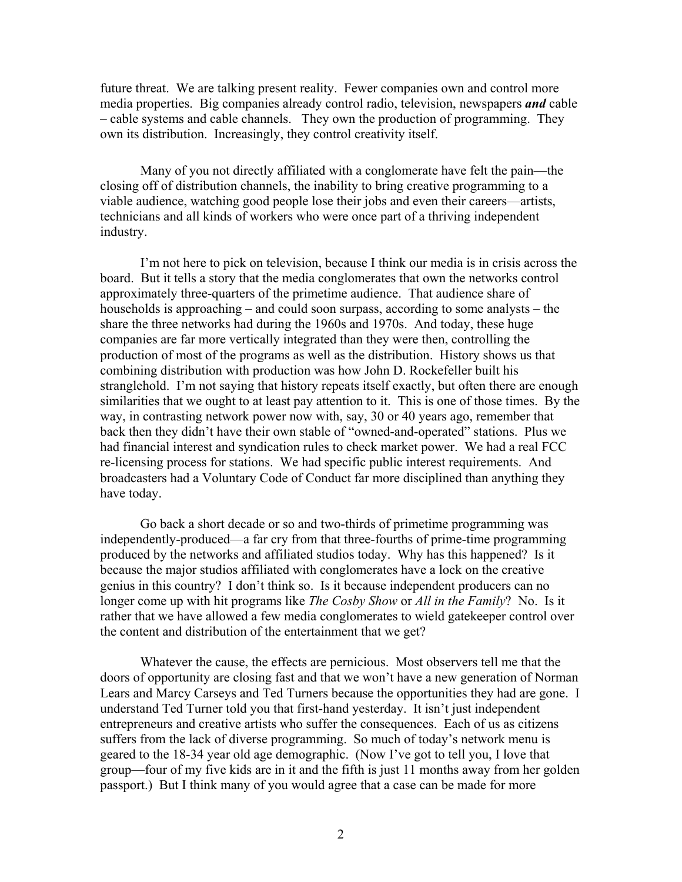future threat. We are talking present reality. Fewer companies own and control more media properties. Big companies already control radio, television, newspapers ***and*** cable – cable systems and cable channels. They own the production of programming. They own its distribution. Increasingly, they control creativity itself.

Many of you not directly affiliated with a conglomerate have felt the pain—the closing off of distribution channels, the inability to bring creative programming to a viable audience, watching good people lose their jobs and even their careers—artists, technicians and all kinds of workers who were once part of a thriving independent industry.

I'm not here to pick on television, because I think our media is in crisis across the board. But it tells a story that the media conglomerates that own the networks control approximately three-quarters of the primetime audience. That audience share of households is approaching – and could soon surpass, according to some analysts – the share the three networks had during the 1960s and 1970s. And today, these huge companies are far more vertically integrated than they were then, controlling the production of most of the programs as well as the distribution. History shows us that combining distribution with production was how John D. Rockefeller built his stranglehold. I'm not saying that history repeats itself exactly, but often there are enough similarities that we ought to at least pay attention to it. This is one of those times. By the way, in contrasting network power now with, say, 30 or 40 years ago, remember that back then they didn't have their own stable of "owned-and-operated" stations. Plus we had financial interest and syndication rules to check market power. We had a real FCC re-licensing process for stations. We had specific public interest requirements. And broadcasters had a Voluntary Code of Conduct far more disciplined than anything they have today.

Go back a short decade or so and two-thirds of primetime programming was independently-produced—a far cry from that three-fourths of prime-time programming produced by the networks and affiliated studios today. Why has this happened? Is it because the major studios affiliated with conglomerates have a lock on the creative genius in this country? I don't think so. Is it because independent producers can no longer come up with hit programs like *The Cosby Show* or *All in the Family*? No. Is it rather that we have allowed a few media conglomerates to wield gatekeeper control over the content and distribution of the entertainment that we get?

Whatever the cause, the effects are pernicious. Most observers tell me that the doors of opportunity are closing fast and that we won't have a new generation of Norman Lears and Marcy Carseys and Ted Turners because the opportunities they had are gone. I understand Ted Turner told you that first-hand yesterday. It isn't just independent entrepreneurs and creative artists who suffer the consequences. Each of us as citizens suffers from the lack of diverse programming. So much of today's network menu is geared to the 18-34 year old age demographic. (Now I've got to tell you, I love that group—four of my five kids are in it and the fifth is just 11 months away from her golden passport.) But I think many of you would agree that a case can be made for more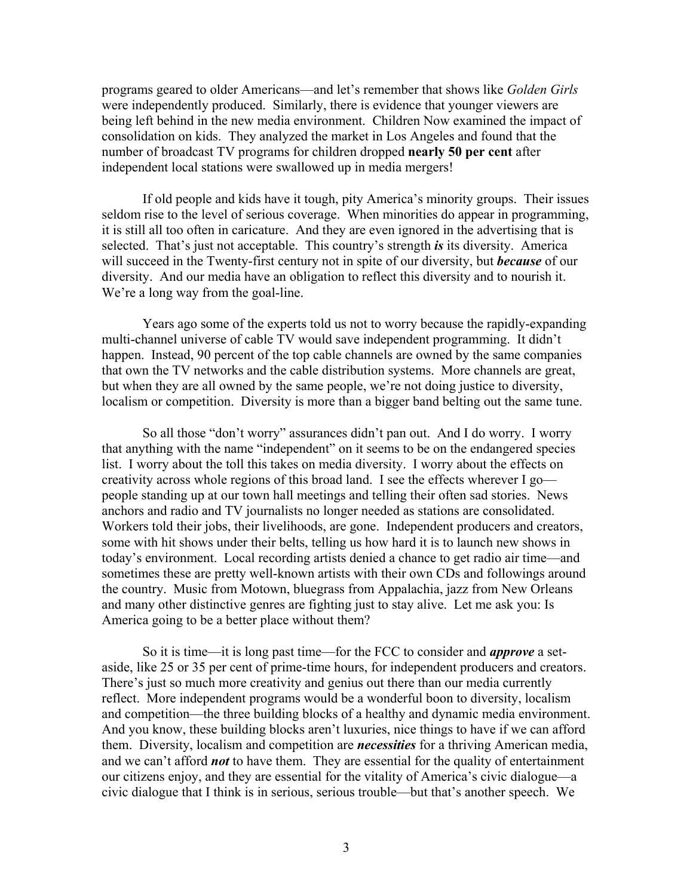programs geared to older Americans—and let's remember that shows like *Golden Girls* were independently produced. Similarly, there is evidence that younger viewers are being left behind in the new media environment. Children Now examined the impact of consolidation on kids. They analyzed the market in Los Angeles and found that the number of broadcast TV programs for children dropped **nearly 50 per cent** after independent local stations were swallowed up in media mergers!

If old people and kids have it tough, pity America's minority groups. Their issues seldom rise to the level of serious coverage. When minorities do appear in programming, it is still all too often in caricature. And they are even ignored in the advertising that is selected. That's just not acceptable. This country's strength ***is*** its diversity. America will succeed in the Twenty-first century not in spite of our diversity, but ***because*** of our diversity. And our media have an obligation to reflect this diversity and to nourish it. We're a long way from the goal-line.

Years ago some of the experts told us not to worry because the rapidly-expanding multi-channel universe of cable TV would save independent programming. It didn't happen. Instead, 90 percent of the top cable channels are owned by the same companies that own the TV networks and the cable distribution systems. More channels are great, but when they are all owned by the same people, we're not doing justice to diversity, localism or competition. Diversity is more than a bigger band belting out the same tune.

So all those "don't worry" assurances didn't pan out. And I do worry. I worry that anything with the name "independent" on it seems to be on the endangered species list. I worry about the toll this takes on media diversity. I worry about the effects on creativity across whole regions of this broad land. I see the effects wherever I go—people standing up at our town hall meetings and telling their often sad stories. News anchors and radio and TV journalists no longer needed as stations are consolidated. Workers told their jobs, their livelihoods, are gone. Independent producers and creators, some with hit shows under their belts, telling us how hard it is to launch new shows in today's environment. Local recording artists denied a chance to get radio air time—and sometimes these are pretty well-known artists with their own CDs and followings around the country. Music from Motown, bluegrass from Appalachia, jazz from New Orleans and many other distinctive genres are fighting just to stay alive. Let me ask you: Is America going to be a better place without them?

So it is time—it is long past time—for the FCC to consider and ***approve*** a set-aside, like 25 or 35 per cent of prime-time hours, for independent producers and creators. There's just so much more creativity and genius out there than our media currently reflect. More independent programs would be a wonderful boon to diversity, localism and competition—the three building blocks of a healthy and dynamic media environment. And you know, these building blocks aren't luxuries, nice things to have if we can afford them. Diversity, localism and competition are ***necessities*** for a thriving American media, and we can't afford ***not*** to have them. They are essential for the quality of entertainment our citizens enjoy, and they are essential for the vitality of America's civic dialogue—a civic dialogue that I think is in serious, serious trouble—but that's another speech. We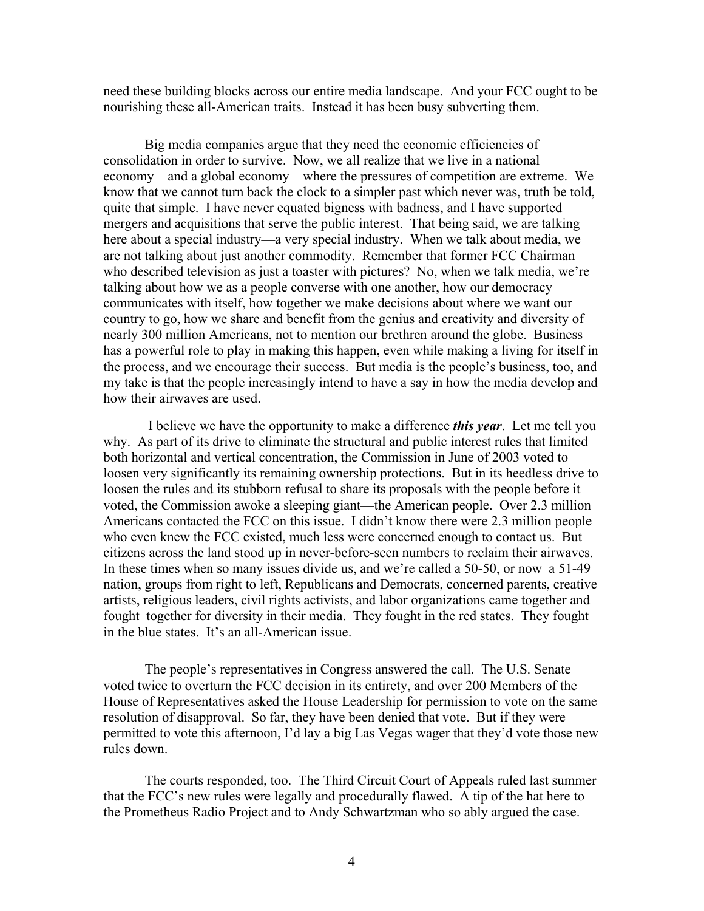need these building blocks across our entire media landscape. And your FCC ought to be nourishing these all-American traits. Instead it has been busy subverting them.

Big media companies argue that they need the economic efficiencies of consolidation in order to survive. Now, we all realize that we live in a national economy—and a global economy—where the pressures of competition are extreme. We know that we cannot turn back the clock to a simpler past which never was, truth be told, quite that simple. I have never equated bigness with badness, and I have supported mergers and acquisitions that serve the public interest. That being said, we are talking here about a special industry—a very special industry. When we talk about media, we are not talking about just another commodity. Remember that former FCC Chairman who described television as just a toaster with pictures? No, when we talk media, we're talking about how we as a people converse with one another, how our democracy communicates with itself, how together we make decisions about where we want our country to go, how we share and benefit from the genius and creativity and diversity of nearly 300 million Americans, not to mention our brethren around the globe. Business has a powerful role to play in making this happen, even while making a living for itself in the process, and we encourage their success. But media is the people's business, too, and my take is that the people increasingly intend to have a say in how the media develop and how their airwaves are used.

I believe we have the opportunity to make a difference ***this year***. Let me tell you why. As part of its drive to eliminate the structural and public interest rules that limited both horizontal and vertical concentration, the Commission in June of 2003 voted to loosen very significantly its remaining ownership protections. But in its heedless drive to loosen the rules and its stubborn refusal to share its proposals with the people before it voted, the Commission awoke a sleeping giant—the American people. Over 2.3 million Americans contacted the FCC on this issue. I didn't know there were 2.3 million people who even knew the FCC existed, much less were concerned enough to contact us. But citizens across the land stood up in never-before-seen numbers to reclaim their airwaves. In these times when so many issues divide us, and we're called a 50-50, or now a 51-49 nation, groups from right to left, Republicans and Democrats, concerned parents, creative artists, religious leaders, civil rights activists, and labor organizations came together and fought together for diversity in their media. They fought in the red states. They fought in the blue states. It's an all-American issue.

The people's representatives in Congress answered the call. The U.S. Senate voted twice to overturn the FCC decision in its entirety, and over 200 Members of the House of Representatives asked the House Leadership for permission to vote on the same resolution of disapproval. So far, they have been denied that vote. But if they were permitted to vote this afternoon, I'd lay a big Las Vegas wager that they'd vote those new rules down.

The courts responded, too. The Third Circuit Court of Appeals ruled last summer that the FCC's new rules were legally and procedurally flawed. A tip of the hat here to the Prometheus Radio Project and to Andy Schwartzman who so ably argued the case.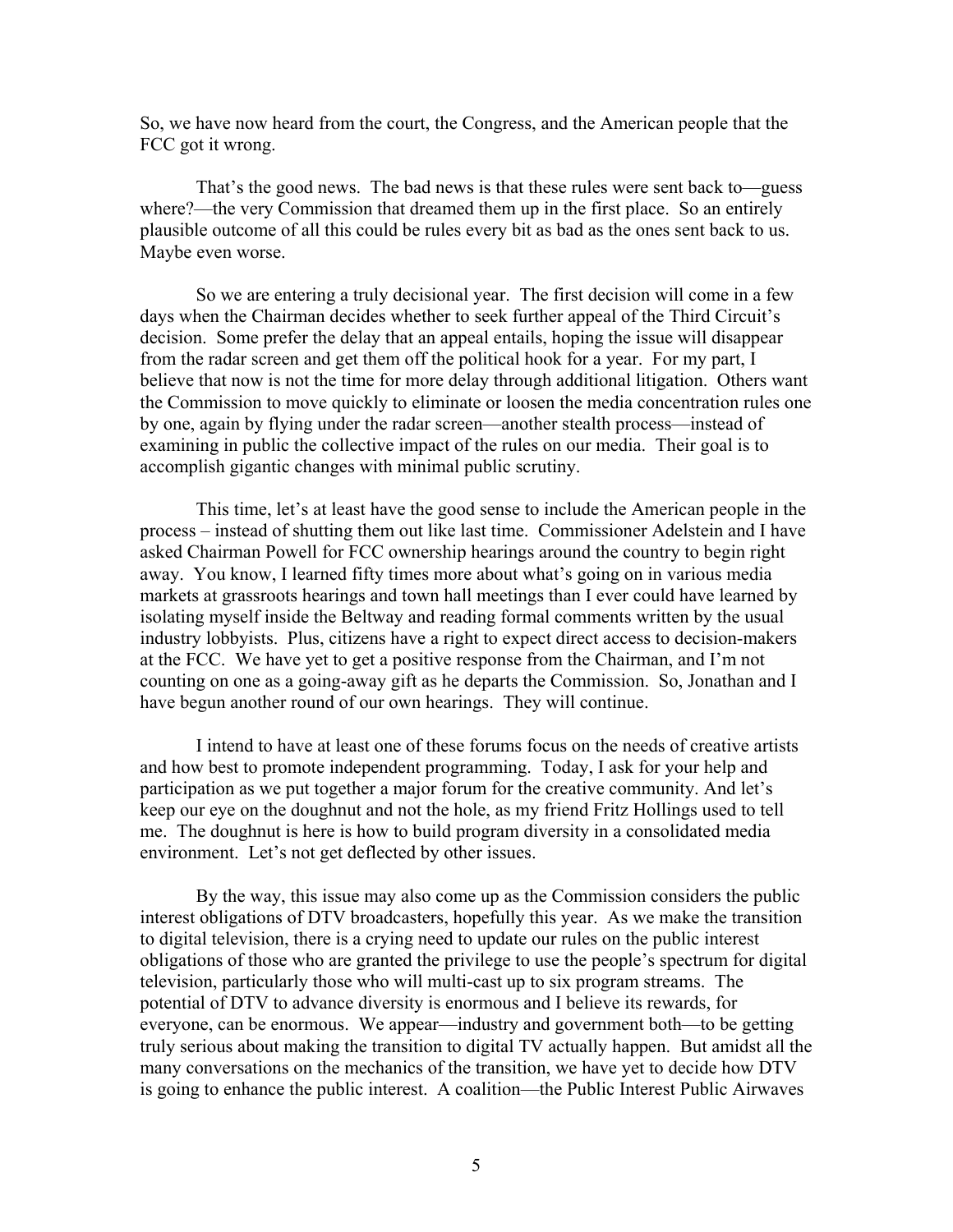So, we have now heard from the court, the Congress, and the American people that the FCC got it wrong.

That's the good news. The bad news is that these rules were sent back to—guess where?—the very Commission that dreamed them up in the first place. So an entirely plausible outcome of all this could be rules every bit as bad as the ones sent back to us. Maybe even worse.

So we are entering a truly decisional year. The first decision will come in a few days when the Chairman decides whether to seek further appeal of the Third Circuit's decision. Some prefer the delay that an appeal entails, hoping the issue will disappear from the radar screen and get them off the political hook for a year. For my part, I believe that now is not the time for more delay through additional litigation. Others want the Commission to move quickly to eliminate or loosen the media concentration rules one by one, again by flying under the radar screen—another stealth process—instead of examining in public the collective impact of the rules on our media. Their goal is to accomplish gigantic changes with minimal public scrutiny.

This time, let's at least have the good sense to include the American people in the process – instead of shutting them out like last time. Commissioner Adelstein and I have asked Chairman Powell for FCC ownership hearings around the country to begin right away. You know, I learned fifty times more about what's going on in various media markets at grassroots hearings and town hall meetings than I ever could have learned by isolating myself inside the Beltway and reading formal comments written by the usual industry lobbyists. Plus, citizens have a right to expect direct access to decision-makers at the FCC. We have yet to get a positive response from the Chairman, and I'm not counting on one as a going-away gift as he departs the Commission. So, Jonathan and I have begun another round of our own hearings. They will continue.

I intend to have at least one of these forums focus on the needs of creative artists and how best to promote independent programming. Today, I ask for your help and participation as we put together a major forum for the creative community. And let's keep our eye on the doughnut and not the hole, as my friend Fritz Hollings used to tell me. The doughnut is here is how to build program diversity in a consolidated media environment. Let's not get deflected by other issues.

By the way, this issue may also come up as the Commission considers the public interest obligations of DTV broadcasters, hopefully this year. As we make the transition to digital television, there is a crying need to update our rules on the public interest obligations of those who are granted the privilege to use the people's spectrum for digital television, particularly those who will multi-cast up to six program streams. The potential of DTV to advance diversity is enormous and I believe its rewards, for everyone, can be enormous. We appear—industry and government both—to be getting truly serious about making the transition to digital TV actually happen. But amidst all the many conversations on the mechanics of the transition, we have yet to decide how DTV is going to enhance the public interest. A coalition—the Public Interest Public Airwaves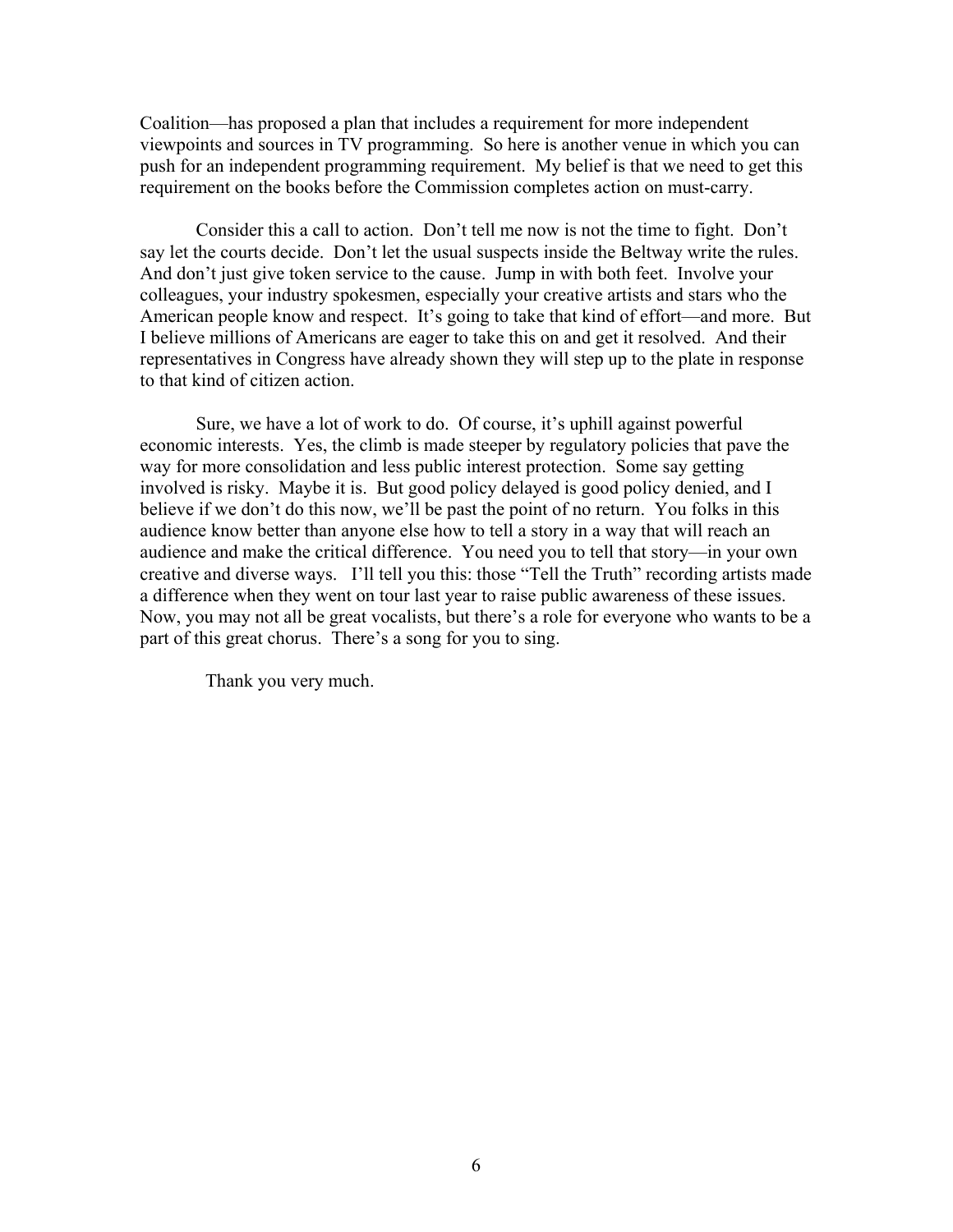Coalition—has proposed a plan that includes a requirement for more independent viewpoints and sources in TV programming. So here is another venue in which you can push for an independent programming requirement. My belief is that we need to get this requirement on the books before the Commission completes action on must-carry.

Consider this a call to action. Don't tell me now is not the time to fight. Don't say let the courts decide. Don't let the usual suspects inside the Beltway write the rules. And don't just give token service to the cause. Jump in with both feet. Involve your colleagues, your industry spokesmen, especially your creative artists and stars who the American people know and respect. It's going to take that kind of effort—and more. But I believe millions of Americans are eager to take this on and get it resolved. And their representatives in Congress have already shown they will step up to the plate in response to that kind of citizen action.

Sure, we have a lot of work to do. Of course, it's uphill against powerful economic interests. Yes, the climb is made steeper by regulatory policies that pave the way for more consolidation and less public interest protection. Some say getting involved is risky. Maybe it is. But good policy delayed is good policy denied, and I believe if we don't do this now, we'll be past the point of no return. You folks in this audience know better than anyone else how to tell a story in a way that will reach an audience and make the critical difference. You need you to tell that story—in your own creative and diverse ways. I'll tell you this: those "Tell the Truth" recording artists made a difference when they went on tour last year to raise public awareness of these issues. Now, you may not all be great vocalists, but there's a role for everyone who wants to be a part of this great chorus. There's a song for you to sing.

Thank you very much.